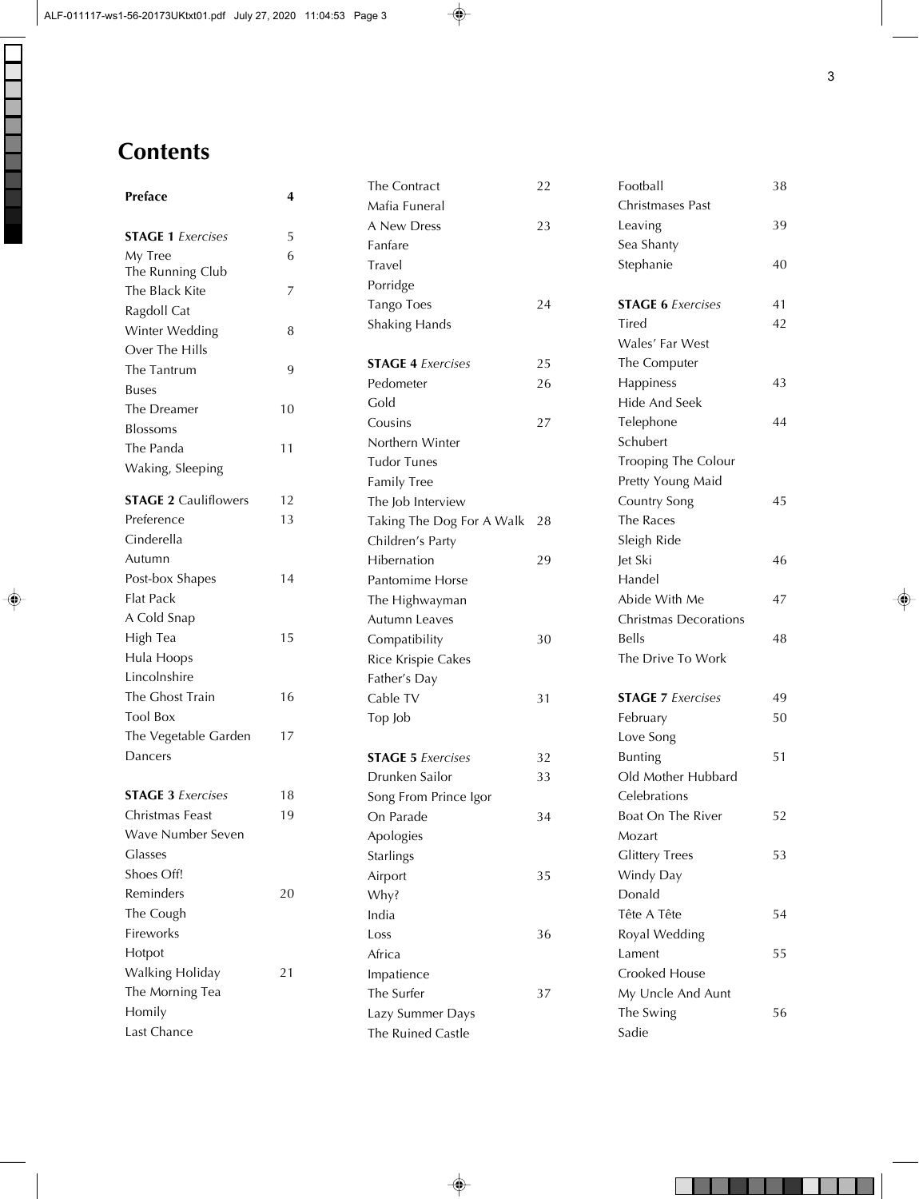# Contents

**Preface** 4

**STAGE 1** *Exercises* 5

My Tree 6
The Running Club
The Black Kite 7
Ragdoll Cat
Winter Wedding 8
Over The Hills
The Tantrum 9
Buses
The Dreamer 10
Blossoms
The Panda 11
Waking, Sleeping

**STAGE 2** Cauliflowers 12

Preference 13
Cinderella
Autumn
Post-box Shapes 14
Flat Pack
A Cold Snap
High Tea 15
Hula Hoops
Lincolnshire
The Ghost Train 16
Tool Box
The Vegetable Garden 17
Dancers

**STAGE 3** *Exercises* 18

Christmas Feast 19
Wave Number Seven
Glasses
Shoes Off!
Reminders 20
The Cough
Fireworks
Hotpot
Walking Holiday 21
The Morning Tea
Homily
Last Chance
The Contract 22
Mafia Funeral
A New Dress 23
Fanfare
Travel
Porridge
Tango Toes 24
Shaking Hands

**STAGE 4** *Exercises* 25

Pedometer 26
Gold
Cousins 27
Northern Winter
Tudor Tunes
Family Tree
The Job Interview
Taking The Dog For A Walk 28
Children's Party
Hibernation 29
Pantomime Horse
The Highwayman
Autumn Leaves
Compatibility 30
Rice Krispie Cakes
Father's Day
Cable TV 31
Top Job

**STAGE 5** *Exercises* 32

Drunken Sailor 33
Song From Prince Igor
On Parade 34
Apologies
Starlings
Airport 35
Why?
India
Loss 36
Africa
Impatience
The Surfer 37
Lazy Summer Days
The Ruined Castle
Football 38
Christmases Past
Leaving 39
Sea Shanty
Stephanie 40

**STAGE 6** *Exercises* 41

Tired 42
Wales' Far West
The Computer
Happiness 43
Hide And Seek
Telephone 44
Schubert
Trooping The Colour
Pretty Young Maid
Country Song 45
The Races
Sleigh Ride
Jet Ski 46
Handel
Abide With Me 47
Christmas Decorations
Bells 48
The Drive To Work

**STAGE 7** *Exercises* 49

February 50
Love Song
Bunting 51
Old Mother Hubbard
Celebrations
Boat On The River 52
Mozart
Glittery Trees 53
Windy Day
Donald
Tête A Tête 54
Royal Wedding
Lament 55
Crooked House
My Uncle And Aunt
The Swing 56
Sadie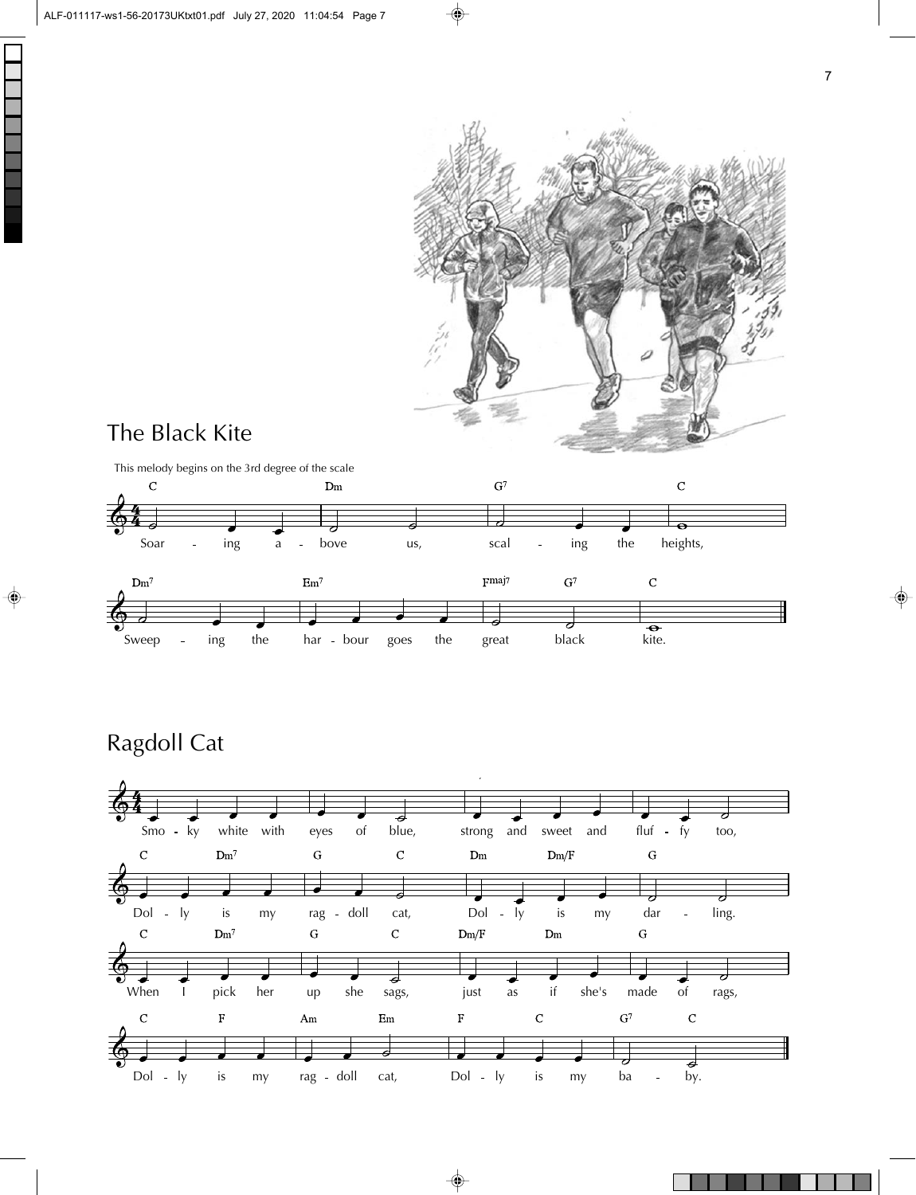## The Black Kite

This melody begins on the 3rd degree of the scale

C | Dm | G7 | C

Soar - ing a - bove us, scal - ing the heights,

Dm7 | Em7 | Fmaj7 G7 | C

Sweep - ing the har - bour goes the great black kite.

## Ragdoll Cat

Smo - ky white with eyes of blue, strong and sweet and fluf - fy too,

C Dm7 | G C | Dm Dm/F | G

Dol - ly is my rag - doll cat, Dol - ly is my dar - ling.

C Dm7 | G C | Dm/F Dm | G

When I pick her up she sags, just as if she's made of rags,

C F | Am Em | F C | G7 C

Dol - ly is my rag - doll cat, Dol - ly is my ba - by.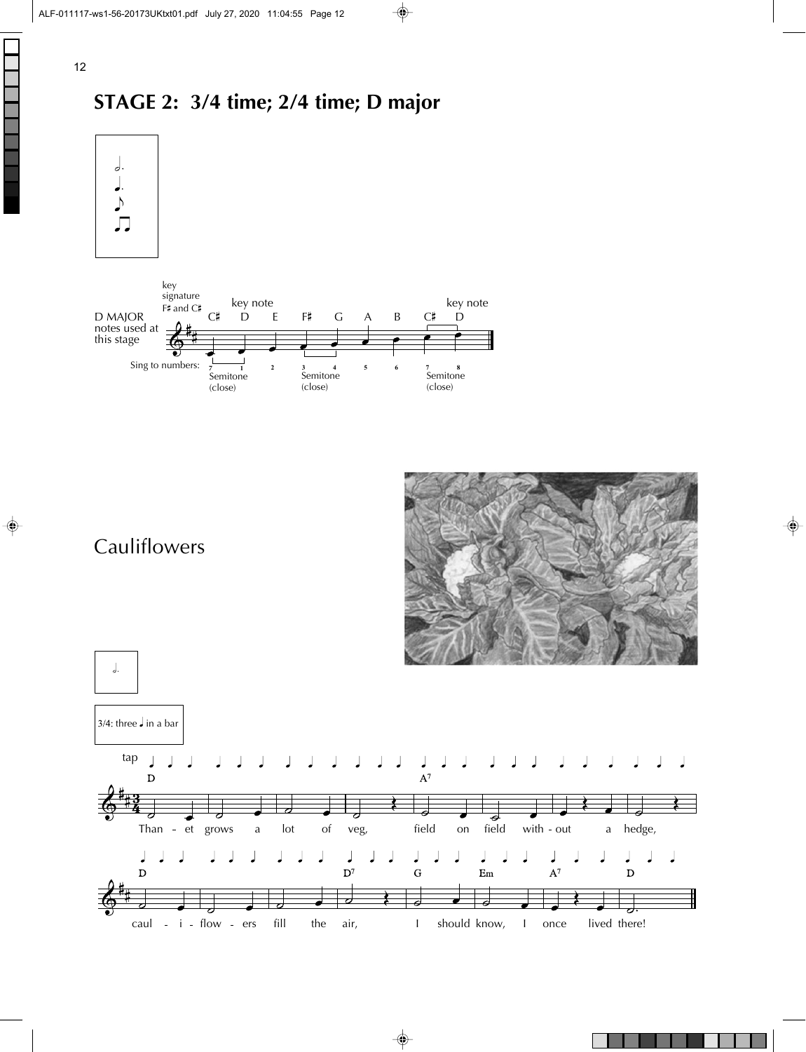# STAGE 2: 3/4 time; 2/4 time; D major

key signature F♯ and C♯

D MAJOR notes used at this stage

key note | key note

C♯ D E F♯ G A B C♯ D

Sing to numbers: 7 1 2 3 4 5 6 7 8

Semitone (close) | Semitone (close) | Semitone (close)

## Cauliflowers

3/4: three ♩ in a bar

tap

D | A7

Than - et grows a lot of veg, field on field with - out a hedge,

D | D7 | G | Em | A7 | D

caul - i - flow - ers fill the air, I should know, I once lived there!